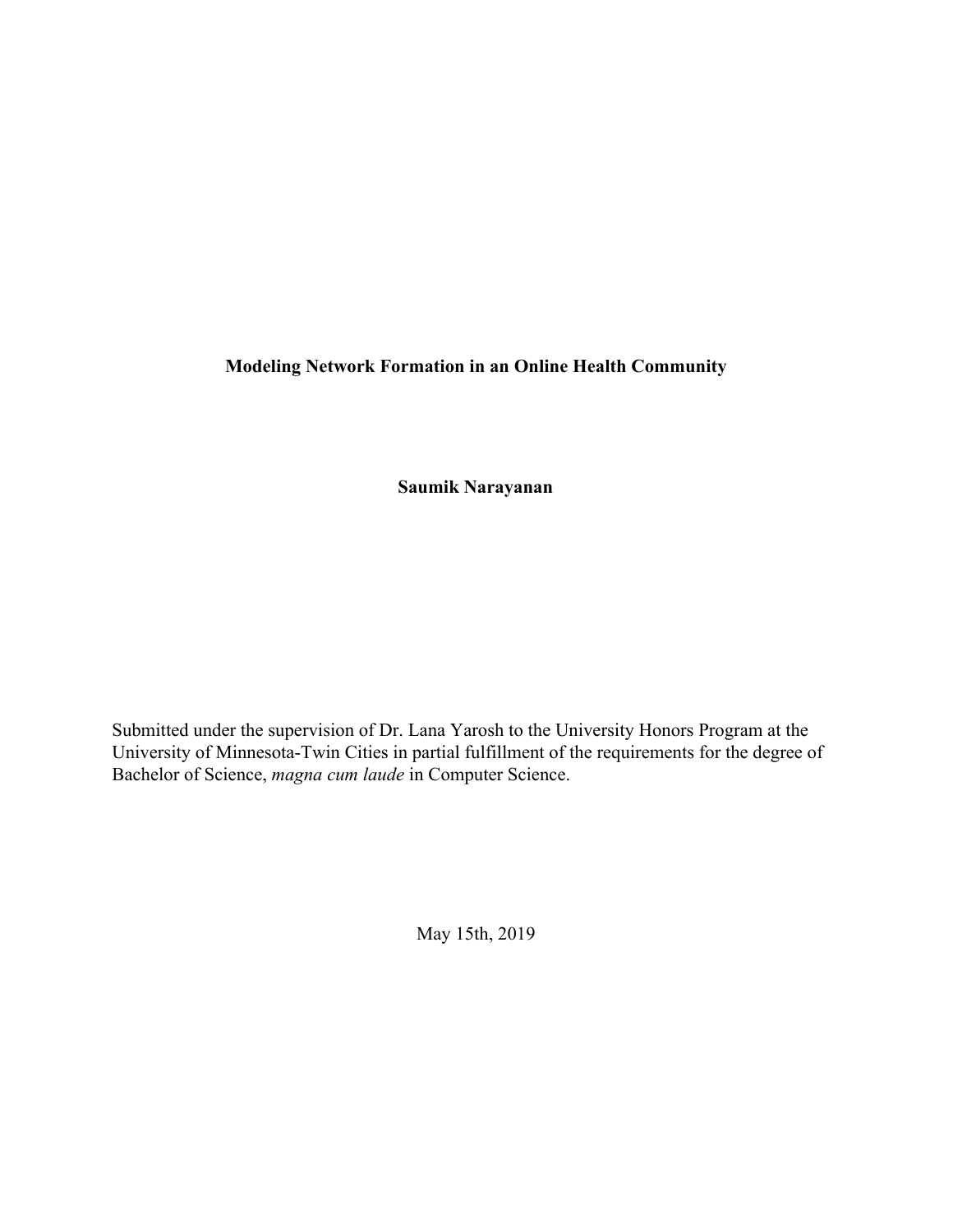# Modeling Network Formation in an Online Health Community

**Saumik Narayanan**

Submitted under the supervision of Dr. Lana Yarosh to the University Honors Program at the University of Minnesota-Twin Cities in partial fulfillment of the requirements for the degree of Bachelor of Science, *magna cum laude* in Computer Science.

May 15th, 2019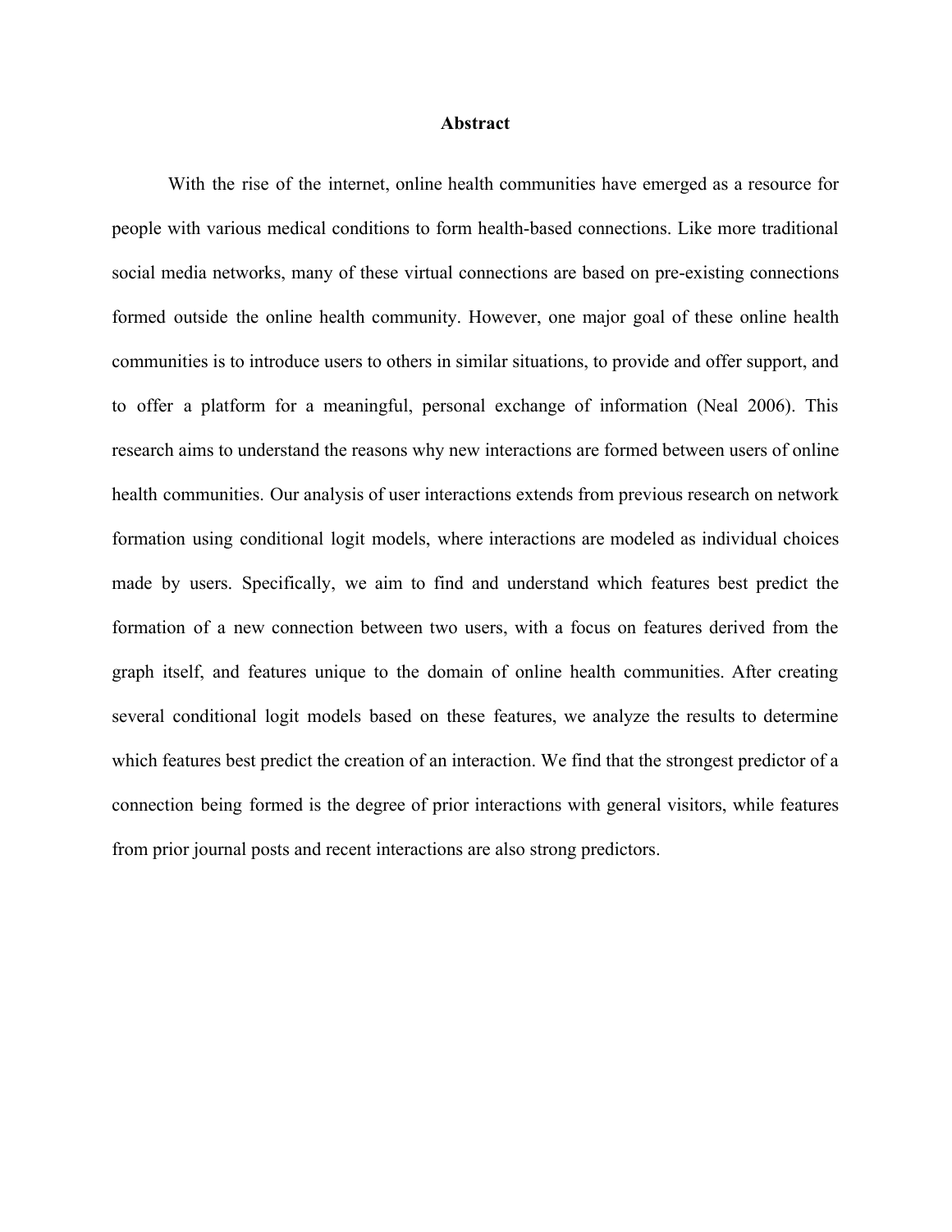# Abstract

With the rise of the internet, online health communities have emerged as a resource for people with various medical conditions to form health-based connections. Like more traditional social media networks, many of these virtual connections are based on pre-existing connections formed outside the online health community. However, one major goal of these online health communities is to introduce users to others in similar situations, to provide and offer support, and to offer a platform for a meaningful, personal exchange of information (Neal 2006). This research aims to understand the reasons why new interactions are formed between users of online health communities. Our analysis of user interactions extends from previous research on network formation using conditional logit models, where interactions are modeled as individual choices made by users. Specifically, we aim to find and understand which features best predict the formation of a new connection between two users, with a focus on features derived from the graph itself, and features unique to the domain of online health communities. After creating several conditional logit models based on these features, we analyze the results to determine which features best predict the creation of an interaction. We find that the strongest predictor of a connection being formed is the degree of prior interactions with general visitors, while features from prior journal posts and recent interactions are also strong predictors.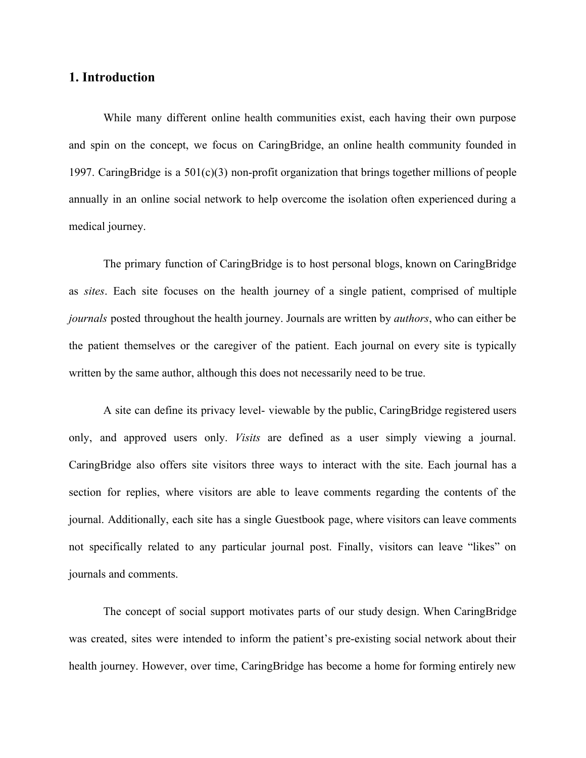## 1. Introduction

While many different online health communities exist, each having their own purpose and spin on the concept, we focus on CaringBridge, an online health community founded in 1997. CaringBridge is a 501(c)(3) non-profit organization that brings together millions of people annually in an online social network to help overcome the isolation often experienced during a medical journey.

The primary function of CaringBridge is to host personal blogs, known on CaringBridge as *sites*. Each site focuses on the health journey of a single patient, comprised of multiple *journals* posted throughout the health journey. Journals are written by *authors*, who can either be the patient themselves or the caregiver of the patient. Each journal on every site is typically written by the same author, although this does not necessarily need to be true.

A site can define its privacy level- viewable by the public, CaringBridge registered users only, and approved users only. *Visits* are defined as a user simply viewing a journal. CaringBridge also offers site visitors three ways to interact with the site. Each journal has a section for replies, where visitors are able to leave comments regarding the contents of the journal. Additionally, each site has a single Guestbook page, where visitors can leave comments not specifically related to any particular journal post. Finally, visitors can leave "likes" on journals and comments.

The concept of social support motivates parts of our study design. When CaringBridge was created, sites were intended to inform the patient's pre-existing social network about their health journey. However, over time, CaringBridge has become a home for forming entirely new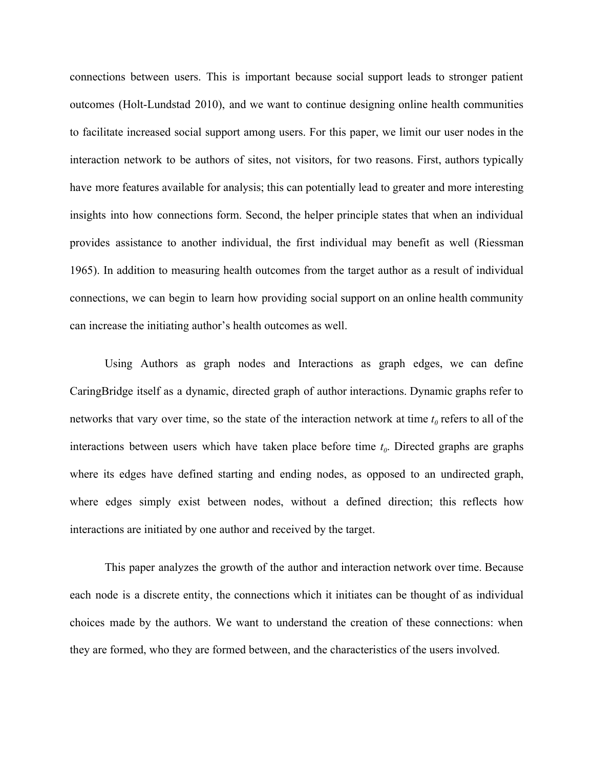connections between users. This is important because social support leads to stronger patient outcomes (Holt-Lundstad 2010), and we want to continue designing online health communities to facilitate increased social support among users. For this paper, we limit our user nodes in the interaction network to be authors of sites, not visitors, for two reasons. First, authors typically have more features available for analysis; this can potentially lead to greater and more interesting insights into how connections form. Second, the helper principle states that when an individual provides assistance to another individual, the first individual may benefit as well (Riessman 1965). In addition to measuring health outcomes from the target author as a result of individual connections, we can begin to learn how providing social support on an online health community can increase the initiating author's health outcomes as well.

Using Authors as graph nodes and Interactions as graph edges, we can define CaringBridge itself as a dynamic, directed graph of author interactions. Dynamic graphs refer to networks that vary over time, so the state of the interaction network at time $t_0$ refers to all of the interactions between users which have taken place before time $t_0$. Directed graphs are graphs where its edges have defined starting and ending nodes, as opposed to an undirected graph, where edges simply exist between nodes, without a defined direction; this reflects how interactions are initiated by one author and received by the target.

This paper analyzes the growth of the author and interaction network over time. Because each node is a discrete entity, the connections which it initiates can be thought of as individual choices made by the authors. We want to understand the creation of these connections: when they are formed, who they are formed between, and the characteristics of the users involved.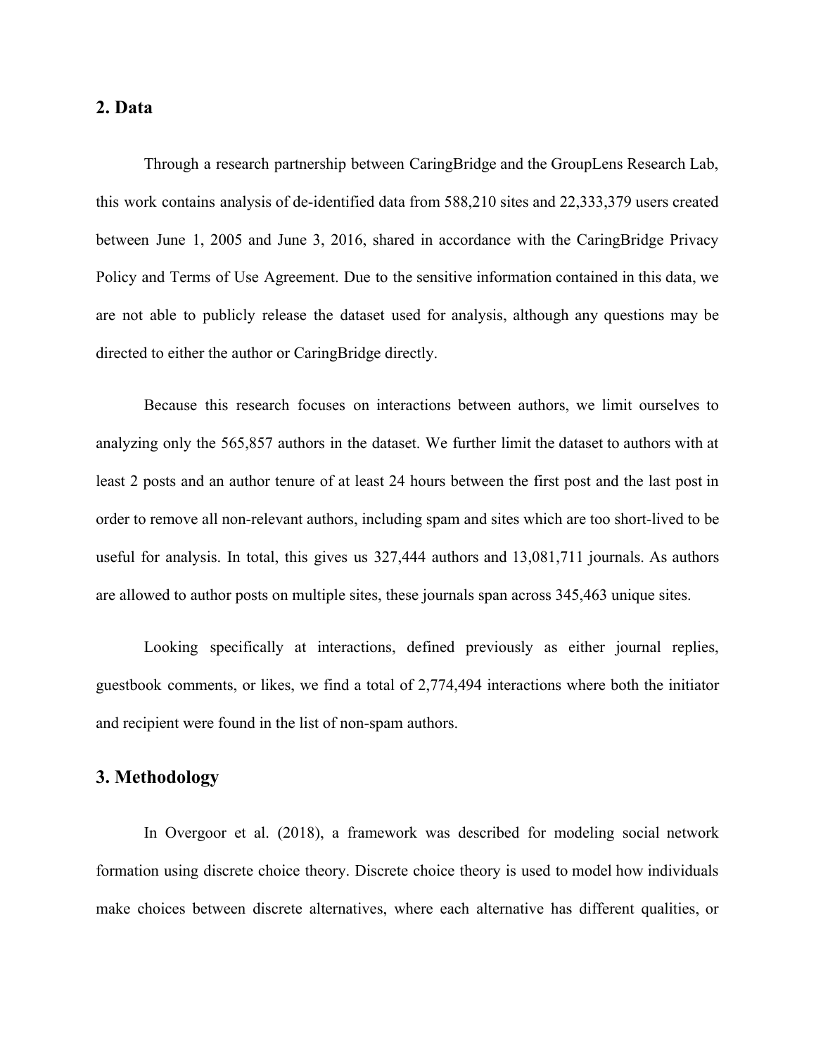## 2. Data

Through a research partnership between CaringBridge and the GroupLens Research Lab, this work contains analysis of de-identified data from 588,210 sites and 22,333,379 users created between June 1, 2005 and June 3, 2016, shared in accordance with the CaringBridge Privacy Policy and Terms of Use Agreement. Due to the sensitive information contained in this data, we are not able to publicly release the dataset used for analysis, although any questions may be directed to either the author or CaringBridge directly.

Because this research focuses on interactions between authors, we limit ourselves to analyzing only the 565,857 authors in the dataset. We further limit the dataset to authors with at least 2 posts and an author tenure of at least 24 hours between the first post and the last post in order to remove all non-relevant authors, including spam and sites which are too short-lived to be useful for analysis. In total, this gives us 327,444 authors and 13,081,711 journals. As authors are allowed to author posts on multiple sites, these journals span across 345,463 unique sites.

Looking specifically at interactions, defined previously as either journal replies, guestbook comments, or likes, we find a total of 2,774,494 interactions where both the initiator and recipient were found in the list of non-spam authors.

## 3. Methodology

In Overgoor et al. (2018), a framework was described for modeling social network formation using discrete choice theory. Discrete choice theory is used to model how individuals make choices between discrete alternatives, where each alternative has different qualities, or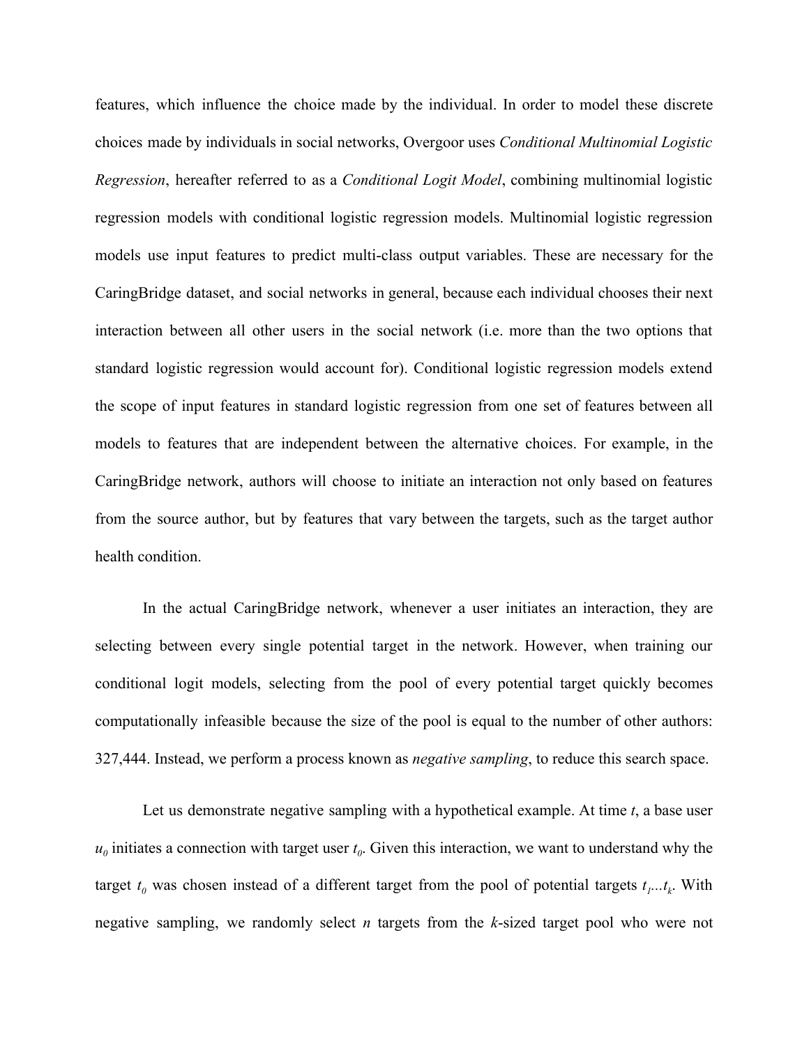features, which influence the choice made by the individual. In order to model these discrete choices made by individuals in social networks, Overgoor uses *Conditional Multinomial Logistic Regression*, hereafter referred to as a *Conditional Logit Model*, combining multinomial logistic regression models with conditional logistic regression models. Multinomial logistic regression models use input features to predict multi-class output variables. These are necessary for the CaringBridge dataset, and social networks in general, because each individual chooses their next interaction between all other users in the social network (i.e. more than the two options that standard logistic regression would account for). Conditional logistic regression models extend the scope of input features in standard logistic regression from one set of features between all models to features that are independent between the alternative choices. For example, in the CaringBridge network, authors will choose to initiate an interaction not only based on features from the source author, but by features that vary between the targets, such as the target author health condition.

In the actual CaringBridge network, whenever a user initiates an interaction, they are selecting between every single potential target in the network. However, when training our conditional logit models, selecting from the pool of every potential target quickly becomes computationally infeasible because the size of the pool is equal to the number of other authors: 327,444. Instead, we perform a process known as *negative sampling*, to reduce this search space.

Let us demonstrate negative sampling with a hypothetical example. At time $t$, a base user $u_0$ initiates a connection with target user $t_0$. Given this interaction, we want to understand why the target $t_0$ was chosen instead of a different target from the pool of potential targets $t_1 \ldots t_k$. With negative sampling, we randomly select $n$ targets from the $k$-sized target pool who were not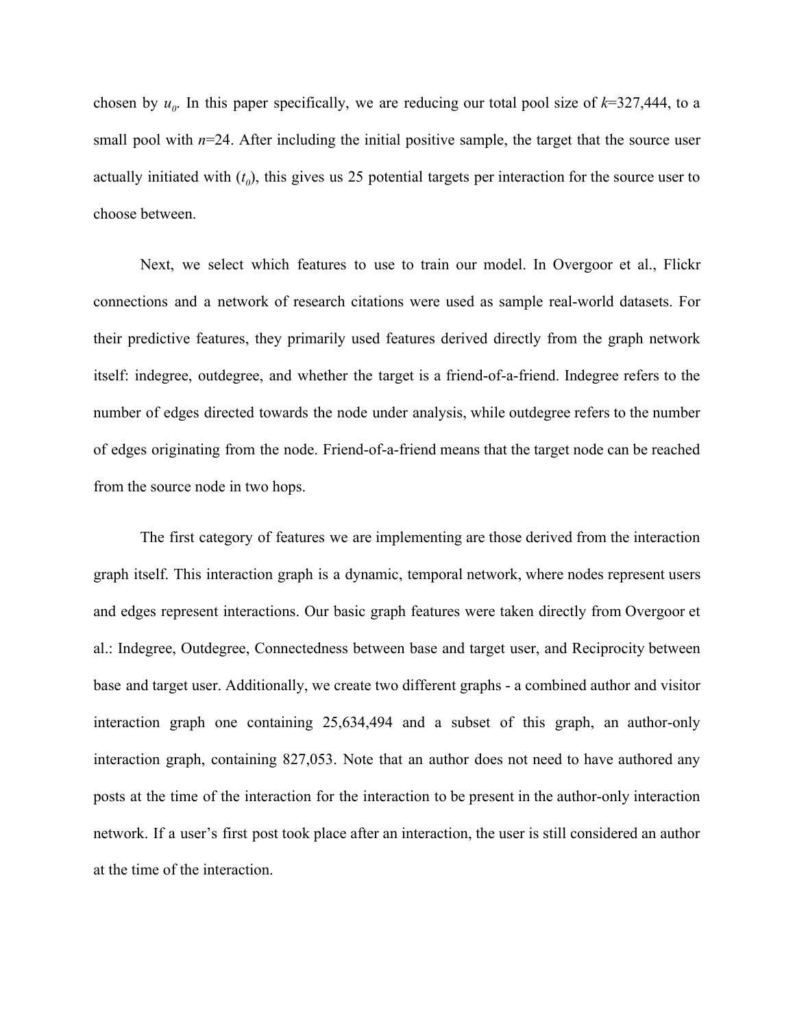chosen by $u_0$. In this paper specifically, we are reducing our total pool size of $k$=327,444, to a small pool with $n$=24. After including the initial positive sample, the target that the source user actually initiated with ($t_0$), this gives us 25 potential targets per interaction for the source user to choose between.

Next, we select which features to use to train our model. In Overgoor et al., Flickr connections and a network of research citations were used as sample real-world datasets. For their predictive features, they primarily used features derived directly from the graph network itself: indegree, outdegree, and whether the target is a friend-of-a-friend. Indegree refers to the number of edges directed towards the node under analysis, while outdegree refers to the number of edges originating from the node. Friend-of-a-friend means that the target node can be reached from the source node in two hops.

The first category of features we are implementing are those derived from the interaction graph itself. This interaction graph is a dynamic, temporal network, where nodes represent users and edges represent interactions. Our basic graph features were taken directly from Overgoor et al.: Indegree, Outdegree, Connectedness between base and target user, and Reciprocity between base and target user. Additionally, we create two different graphs - a combined author and visitor interaction graph one containing 25,634,494 and a subset of this graph, an author-only interaction graph, containing 827,053. Note that an author does not need to have authored any posts at the time of the interaction for the interaction to be present in the author-only interaction network. If a user's first post took place after an interaction, the user is still considered an author at the time of the interaction.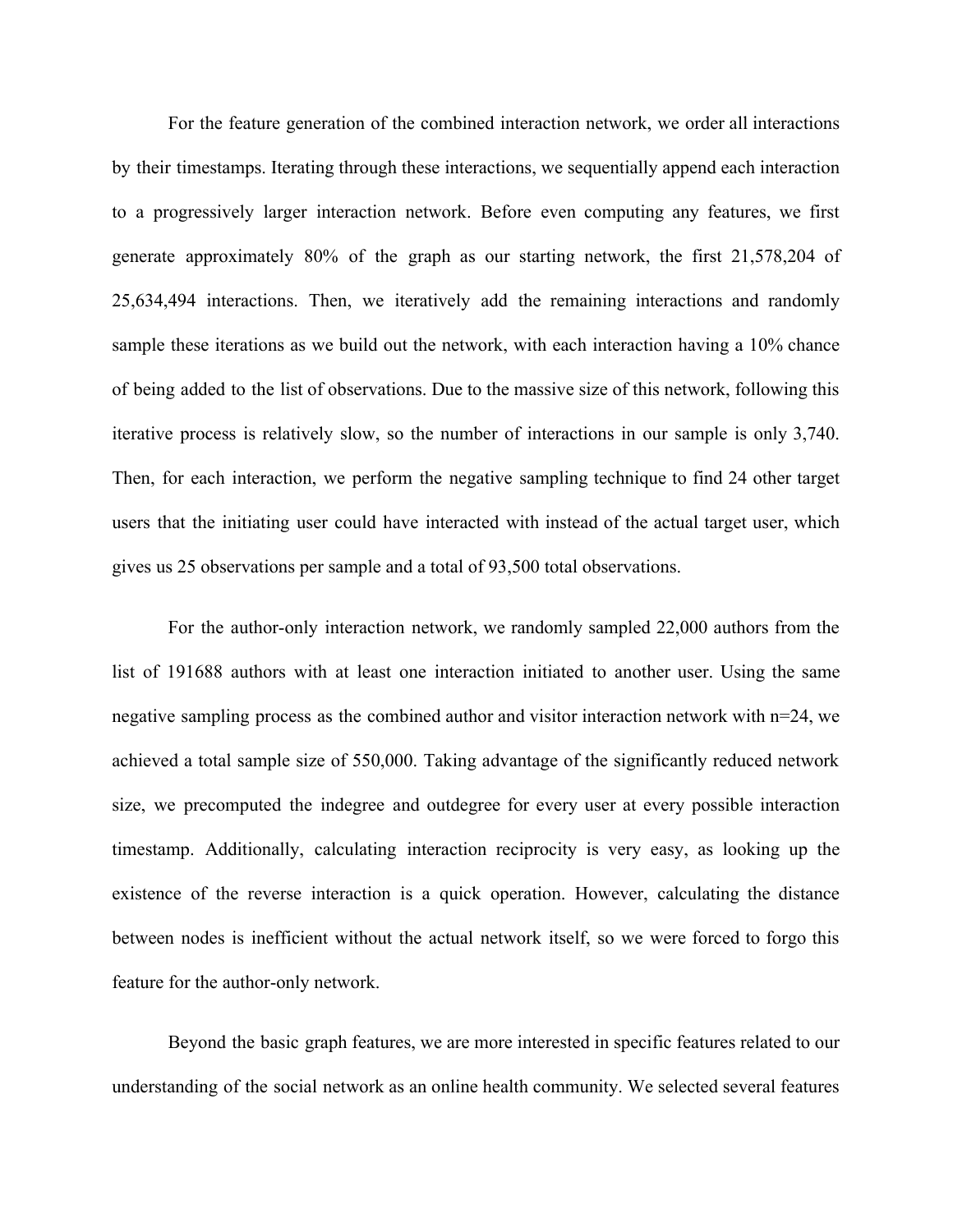For the feature generation of the combined interaction network, we order all interactions by their timestamps. Iterating through these interactions, we sequentially append each interaction to a progressively larger interaction network. Before even computing any features, we first generate approximately 80% of the graph as our starting network, the first 21,578,204 of 25,634,494 interactions. Then, we iteratively add the remaining interactions and randomly sample these iterations as we build out the network, with each interaction having a 10% chance of being added to the list of observations. Due to the massive size of this network, following this iterative process is relatively slow, so the number of interactions in our sample is only 3,740. Then, for each interaction, we perform the negative sampling technique to find 24 other target users that the initiating user could have interacted with instead of the actual target user, which gives us 25 observations per sample and a total of 93,500 total observations.

For the author-only interaction network, we randomly sampled 22,000 authors from the list of 191688 authors with at least one interaction initiated to another user. Using the same negative sampling process as the combined author and visitor interaction network with n=24, we achieved a total sample size of 550,000. Taking advantage of the significantly reduced network size, we precomputed the indegree and outdegree for every user at every possible interaction timestamp. Additionally, calculating interaction reciprocity is very easy, as looking up the existence of the reverse interaction is a quick operation. However, calculating the distance between nodes is inefficient without the actual network itself, so we were forced to forgo this feature for the author-only network.

Beyond the basic graph features, we are more interested in specific features related to our understanding of the social network as an online health community. We selected several features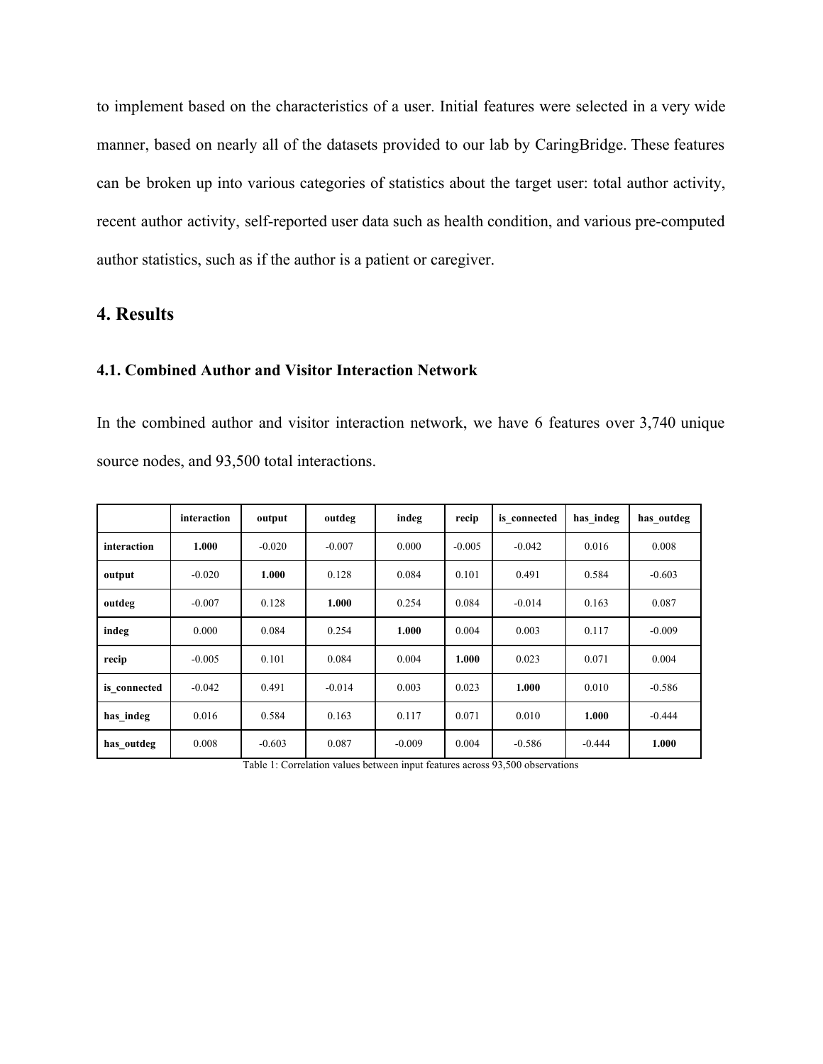to implement based on the characteristics of a user. Initial features were selected in a very wide manner, based on nearly all of the datasets provided to our lab by CaringBridge. These features can be broken up into various categories of statistics about the target user: total author activity, recent author activity, self-reported user data such as health condition, and various pre-computed author statistics, such as if the author is a patient or caregiver.

# 4. Results

## 4.1. Combined Author and Visitor Interaction Network

In the combined author and visitor interaction network, we have 6 features over 3,740 unique source nodes, and 93,500 total interactions.

| | **interaction** | **output** | **outdeg** | **indeg** | **recip** | **is_connected** | **has_indeg** | **has_outdeg** |
|---|---|---|---|---|---|---|---|---|
| **interaction** | **1.000** | -0.020 | -0.007 | 0.000 | -0.005 | -0.042 | 0.016 | 0.008 |
| **output** | -0.020 | **1.000** | 0.128 | 0.084 | 0.101 | 0.491 | 0.584 | -0.603 |
| **outdeg** | -0.007 | 0.128 | **1.000** | 0.254 | 0.084 | -0.014 | 0.163 | 0.087 |
| **indeg** | 0.000 | 0.084 | 0.254 | **1.000** | 0.004 | 0.003 | 0.117 | -0.009 |
| **recip** | -0.005 | 0.101 | 0.084 | 0.004 | **1.000** | 0.023 | 0.071 | 0.004 |
| **is_connected** | -0.042 | 0.491 | -0.014 | 0.003 | 0.023 | **1.000** | 0.010 | -0.586 |
| **has_indeg** | 0.016 | 0.584 | 0.163 | 0.117 | 0.071 | 0.010 | **1.000** | -0.444 |
| **has_outdeg** | 0.008 | -0.603 | 0.087 | -0.009 | 0.004 | -0.586 | -0.444 | **1.000** |

Table 1: Correlation values between input features across 93,500 observations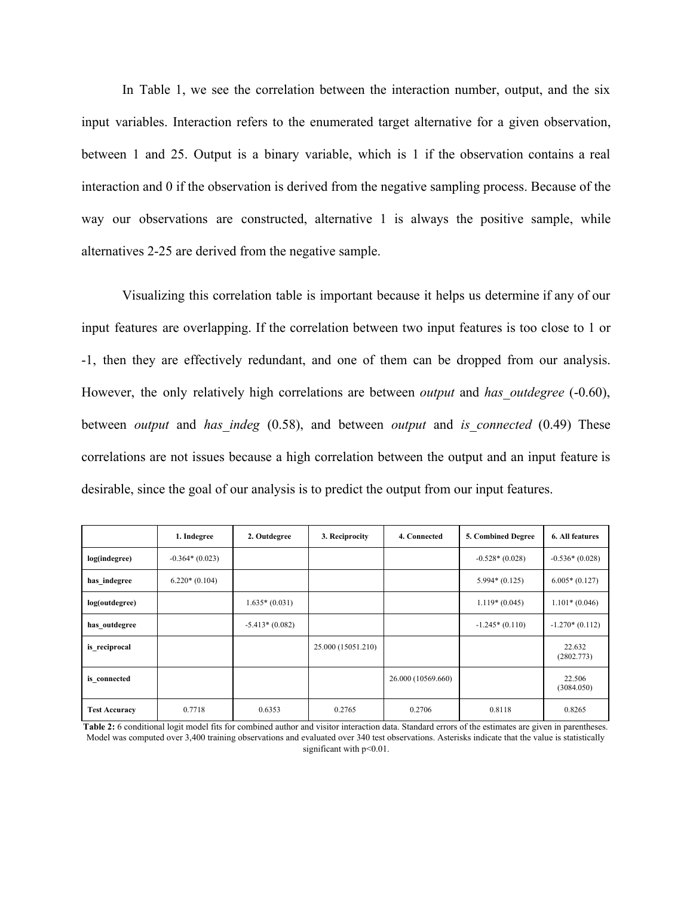In Table 1, we see the correlation between the interaction number, output, and the six input variables. Interaction refers to the enumerated target alternative for a given observation, between 1 and 25. Output is a binary variable, which is 1 if the observation contains a real interaction and 0 if the observation is derived from the negative sampling process. Because of the way our observations are constructed, alternative 1 is always the positive sample, while alternatives 2-25 are derived from the negative sample.

Visualizing this correlation table is important because it helps us determine if any of our input features are overlapping. If the correlation between two input features is too close to 1 or -1, then they are effectively redundant, and one of them can be dropped from our analysis. However, the only relatively high correlations are between *output* and *has_outdegree* (-0.60), between *output* and *has_indeg* (0.58), and between *output* and *is_connected* (0.49) These correlations are not issues because a high correlation between the output and an input feature is desirable, since the goal of our analysis is to predict the output from our input features.

| | 1. Indegree | 2. Outdegree | 3. Reciprocity | 4. Connected | 5. Combined Degree | 6. All features |
|---|---|---|---|---|---|---|
| **log(indegree)** | -0.364* (0.023) | | | | -0.528* (0.028) | -0.536* (0.028) |
| **has_indegree** | 6.220* (0.104) | | | | 5.994* (0.125) | 6.005* (0.127) |
| **log(outdegree)** | | 1.635* (0.031) | | | 1.119* (0.045) | 1.101* (0.046) |
| **has_outdegree** | | -5.413* (0.082) | | | -1.245* (0.110) | -1.270* (0.112) |
| **is_reciprocal** | | | 25.000 (15051.210) | | | 22.632 (2802.773) |
| **is_connected** | | | | 26.000 (10569.660) | | 22.506 (3084.050) |
| **Test Accuracy** | 0.7718 | 0.6353 | 0.2765 | 0.2706 | 0.8118 | 0.8265 |

**Table 2:** 6 conditional logit model fits for combined author and visitor interaction data. Standard errors of the estimates are given in parentheses. Model was computed over 3,400 training observations and evaluated over 340 test observations. Asterisks indicate that the value is statistically significant with $p<0.01$.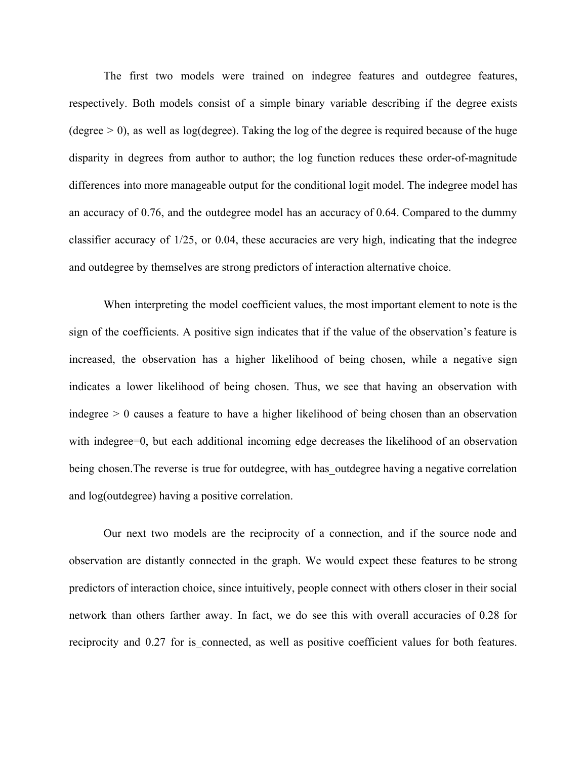The first two models were trained on indegree features and outdegree features, respectively. Both models consist of a simple binary variable describing if the degree exists (degree > 0), as well as log(degree). Taking the log of the degree is required because of the huge disparity in degrees from author to author; the log function reduces these order-of-magnitude differences into more manageable output for the conditional logit model. The indegree model has an accuracy of 0.76, and the outdegree model has an accuracy of 0.64. Compared to the dummy classifier accuracy of 1/25, or 0.04, these accuracies are very high, indicating that the indegree and outdegree by themselves are strong predictors of interaction alternative choice.

When interpreting the model coefficient values, the most important element to note is the sign of the coefficients. A positive sign indicates that if the value of the observation's feature is increased, the observation has a higher likelihood of being chosen, while a negative sign indicates a lower likelihood of being chosen. Thus, we see that having an observation with indegree > 0 causes a feature to have a higher likelihood of being chosen than an observation with indegree=0, but each additional incoming edge decreases the likelihood of an observation being chosen.The reverse is true for outdegree, with has_outdegree having a negative correlation and log(outdegree) having a positive correlation.

Our next two models are the reciprocity of a connection, and if the source node and observation are distantly connected in the graph. We would expect these features to be strong predictors of interaction choice, since intuitively, people connect with others closer in their social network than others farther away. In fact, we do see this with overall accuracies of 0.28 for reciprocity and 0.27 for is_connected, as well as positive coefficient values for both features.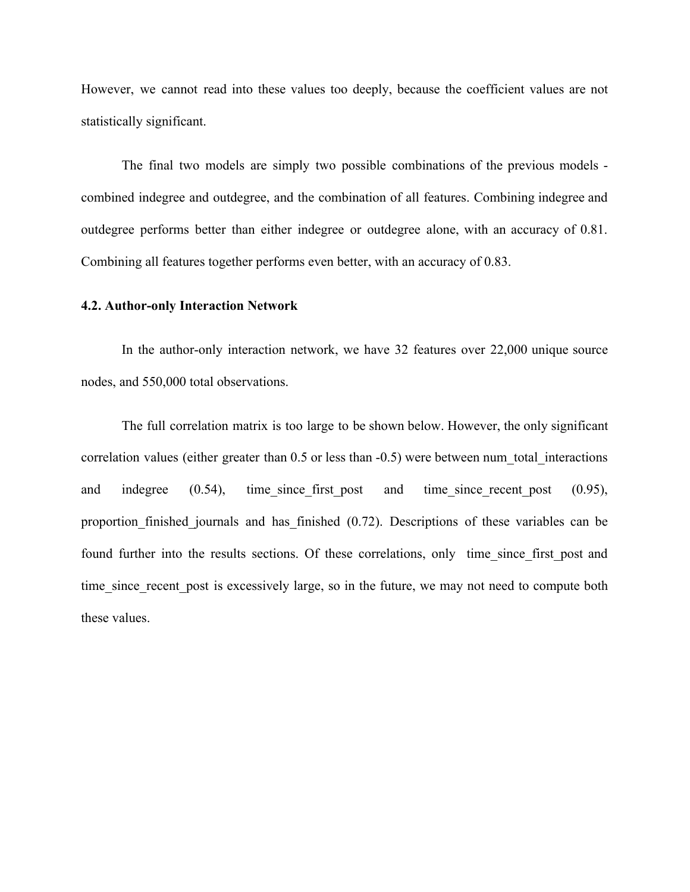However, we cannot read into these values too deeply, because the coefficient values are not statistically significant.

The final two models are simply two possible combinations of the previous models - combined indegree and outdegree, and the combination of all features. Combining indegree and outdegree performs better than either indegree or outdegree alone, with an accuracy of 0.81. Combining all features together performs even better, with an accuracy of 0.83.

### 4.2. Author-only Interaction Network

In the author-only interaction network, we have 32 features over 22,000 unique source nodes, and 550,000 total observations.

The full correlation matrix is too large to be shown below. However, the only significant correlation values (either greater than 0.5 or less than -0.5) were between num_total_interactions and indegree (0.54), time_since_first_post and time_since_recent_post (0.95), proportion_finished_journals and has_finished (0.72). Descriptions of these variables can be found further into the results sections. Of these correlations, only time_since_first_post and time_since_recent_post is excessively large, so in the future, we may not need to compute both these values.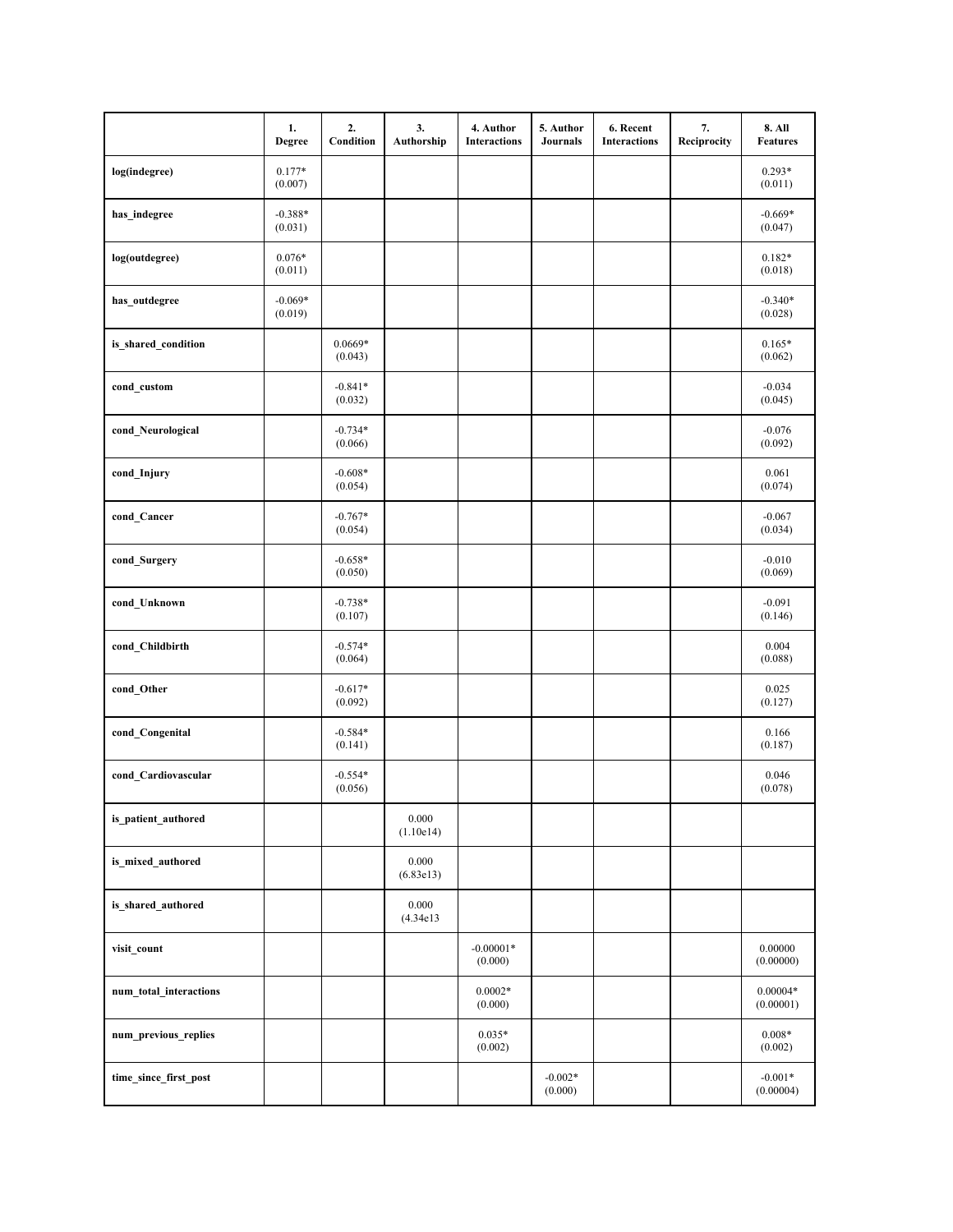| | 1. Degree | 2. Condition | 3. Authorship | 4. Author Interactions | 5. Author Journals | 6. Recent Interactions | 7. Reciprocity | 8. All Features |
|---|---|---|---|---|---|---|---|---|
| **log(indegree)** | 0.177* (0.007) | | | | | | | 0.293* (0.011) |
| **has_indegree** | -0.388* (0.031) | | | | | | | -0.669* (0.047) |
| **log(outdegree)** | 0.076* (0.011) | | | | | | | 0.182* (0.018) |
| **has_outdegree** | -0.069* (0.019) | | | | | | | -0.340* (0.028) |
| **is_shared_condition** | | 0.0669* (0.043) | | | | | | 0.165* (0.062) |
| **cond_custom** | | -0.841* (0.032) | | | | | | -0.034 (0.045) |
| **cond_Neurological** | | -0.734* (0.066) | | | | | | -0.076 (0.092) |
| **cond_Injury** | | -0.608* (0.054) | | | | | | 0.061 (0.074) |
| **cond_Cancer** | | -0.767* (0.054) | | | | | | -0.067 (0.034) |
| **cond_Surgery** | | -0.658* (0.050) | | | | | | -0.010 (0.069) |
| **cond_Unknown** | | -0.738* (0.107) | | | | | | -0.091 (0.146) |
| **cond_Childbirth** | | -0.574* (0.064) | | | | | | 0.004 (0.088) |
| **cond_Other** | | -0.617* (0.092) | | | | | | 0.025 (0.127) |
| **cond_Congenital** | | -0.584* (0.141) | | | | | | 0.166 (0.187) |
| **cond_Cardiovascular** | | -0.554* (0.056) | | | | | | 0.046 (0.078) |
| **is_patient_authored** | | | 0.000 (1.10e14) | | | | | |
| **is_mixed_authored** | | | 0.000 (6.83e13) | | | | | |
| **is_shared_authored** | | | 0.000 (4.34e13 | | | | | |
| **visit_count** | | | | -0.00001* (0.000) | | | | 0.00000 (0.00000) |
| **num_total_interactions** | | | | 0.0002* (0.000) | | | | 0.00004* (0.00001) |
| **num_previous_replies** | | | | 0.035* (0.002) | | | | 0.008* (0.002) |
| **time_since_first_post** | | | | | -0.002* (0.000) | | | -0.001* (0.00004) |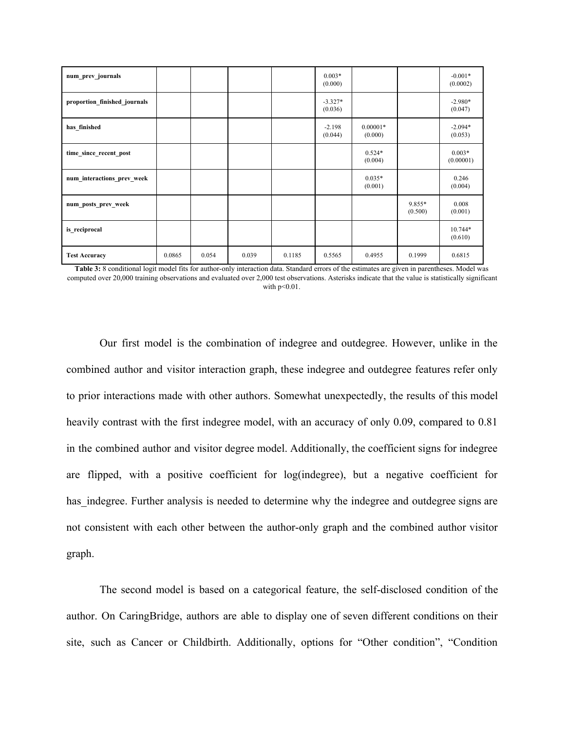| | | | | | | | | |
|---|---|---|---|---|---|---|---|---|
| **num_prev_journals** | | | | | 0.003* (0.000) | | | -0.001* (0.0002) |
| **proportion_finished_journals** | | | | | -3.327* (0.036) | | | -2.980* (0.047) |
| **has_finished** | | | | | -2.198 (0.044) | 0.00001* (0.000) | | -2.094* (0.053) |
| **time_since_recent_post** | | | | | | 0.524* (0.004) | | 0.003* (0.00001) |
| **num_interactions_prev_week** | | | | | | 0.035* (0.001) | | 0.246 (0.004) |
| **num_posts_prev_week** | | | | | | | 9.855* (0.500) | 0.008 (0.001) |
| **is_reciprocal** | | | | | | | | 10.744* (0.610) |
| **Test Accuracy** | 0.0865 | 0.054 | 0.039 | 0.1185 | 0.5565 | 0.4955 | 0.1999 | 0.6815 |

**Table 3:** 8 conditional logit model fits for author-only interaction data. Standard errors of the estimates are given in parentheses. Model was computed over 20,000 training observations and evaluated over 2,000 test observations. Asterisks indicate that the value is statistically significant with $p<0.01$.

Our first model is the combination of indegree and outdegree. However, unlike in the combined author and visitor interaction graph, these indegree and outdegree features refer only to prior interactions made with other authors. Somewhat unexpectedly, the results of this model heavily contrast with the first indegree model, with an accuracy of only 0.09, compared to 0.81 in the combined author and visitor degree model. Additionally, the coefficient signs for indegree are flipped, with a positive coefficient for log(indegree), but a negative coefficient for has_indegree. Further analysis is needed to determine why the indegree and outdegree signs are not consistent with each other between the author-only graph and the combined author visitor graph.

The second model is based on a categorical feature, the self-disclosed condition of the author. On CaringBridge, authors are able to display one of seven different conditions on their site, such as Cancer or Childbirth. Additionally, options for "Other condition", "Condition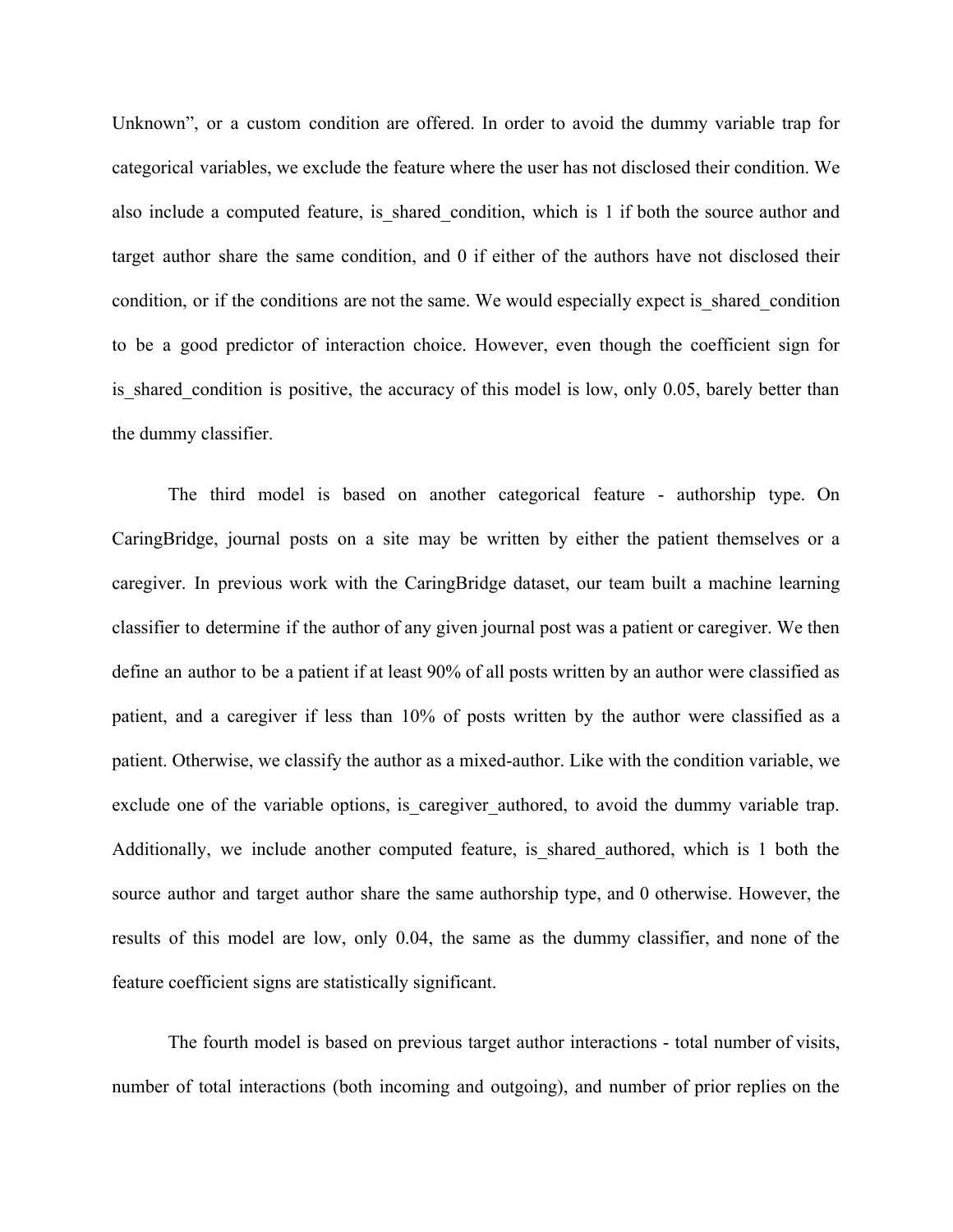Unknown", or a custom condition are offered. In order to avoid the dummy variable trap for categorical variables, we exclude the feature where the user has not disclosed their condition. We also include a computed feature, is_shared_condition, which is 1 if both the source author and target author share the same condition, and 0 if either of the authors have not disclosed their condition, or if the conditions are not the same. We would especially expect is_shared_condition to be a good predictor of interaction choice. However, even though the coefficient sign for is_shared_condition is positive, the accuracy of this model is low, only 0.05, barely better than the dummy classifier.

The third model is based on another categorical feature - authorship type. On CaringBridge, journal posts on a site may be written by either the patient themselves or a caregiver. In previous work with the CaringBridge dataset, our team built a machine learning classifier to determine if the author of any given journal post was a patient or caregiver. We then define an author to be a patient if at least 90% of all posts written by an author were classified as patient, and a caregiver if less than 10% of posts written by the author were classified as a patient. Otherwise, we classify the author as a mixed-author. Like with the condition variable, we exclude one of the variable options, is_caregiver_authored, to avoid the dummy variable trap. Additionally, we include another computed feature, is_shared_authored, which is 1 both the source author and target author share the same authorship type, and 0 otherwise. However, the results of this model are low, only 0.04, the same as the dummy classifier, and none of the feature coefficient signs are statistically significant.

The fourth model is based on previous target author interactions - total number of visits, number of total interactions (both incoming and outgoing), and number of prior replies on the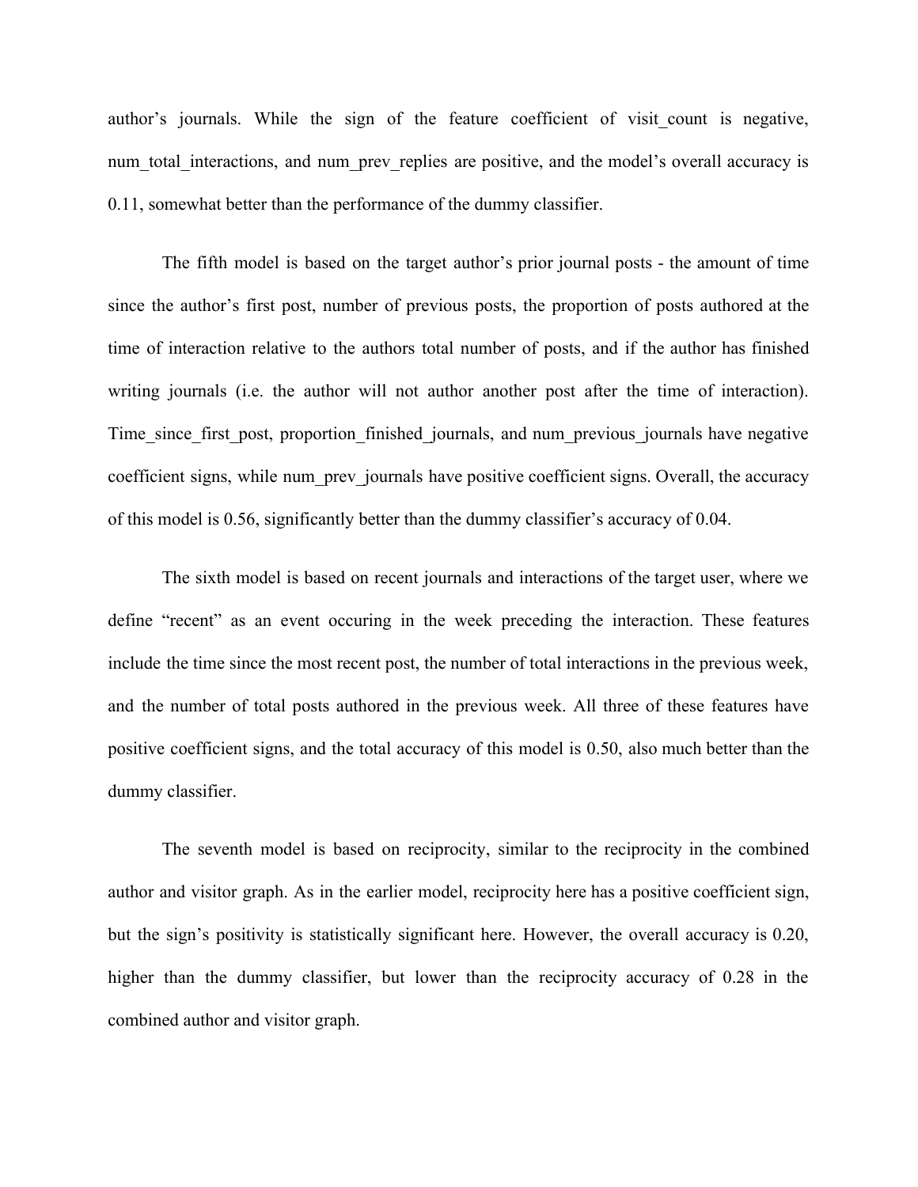author's journals. While the sign of the feature coefficient of visit_count is negative, num_total_interactions, and num_prev_replies are positive, and the model's overall accuracy is 0.11, somewhat better than the performance of the dummy classifier.

The fifth model is based on the target author's prior journal posts - the amount of time since the author's first post, number of previous posts, the proportion of posts authored at the time of interaction relative to the authors total number of posts, and if the author has finished writing journals (i.e. the author will not author another post after the time of interaction). Time_since_first_post, proportion_finished_journals, and num_previous_journals have negative coefficient signs, while num_prev_journals have positive coefficient signs. Overall, the accuracy of this model is 0.56, significantly better than the dummy classifier's accuracy of 0.04.

The sixth model is based on recent journals and interactions of the target user, where we define "recent" as an event occuring in the week preceding the interaction. These features include the time since the most recent post, the number of total interactions in the previous week, and the number of total posts authored in the previous week. All three of these features have positive coefficient signs, and the total accuracy of this model is 0.50, also much better than the dummy classifier.

The seventh model is based on reciprocity, similar to the reciprocity in the combined author and visitor graph. As in the earlier model, reciprocity here has a positive coefficient sign, but the sign's positivity is statistically significant here. However, the overall accuracy is 0.20, higher than the dummy classifier, but lower than the reciprocity accuracy of 0.28 in the combined author and visitor graph.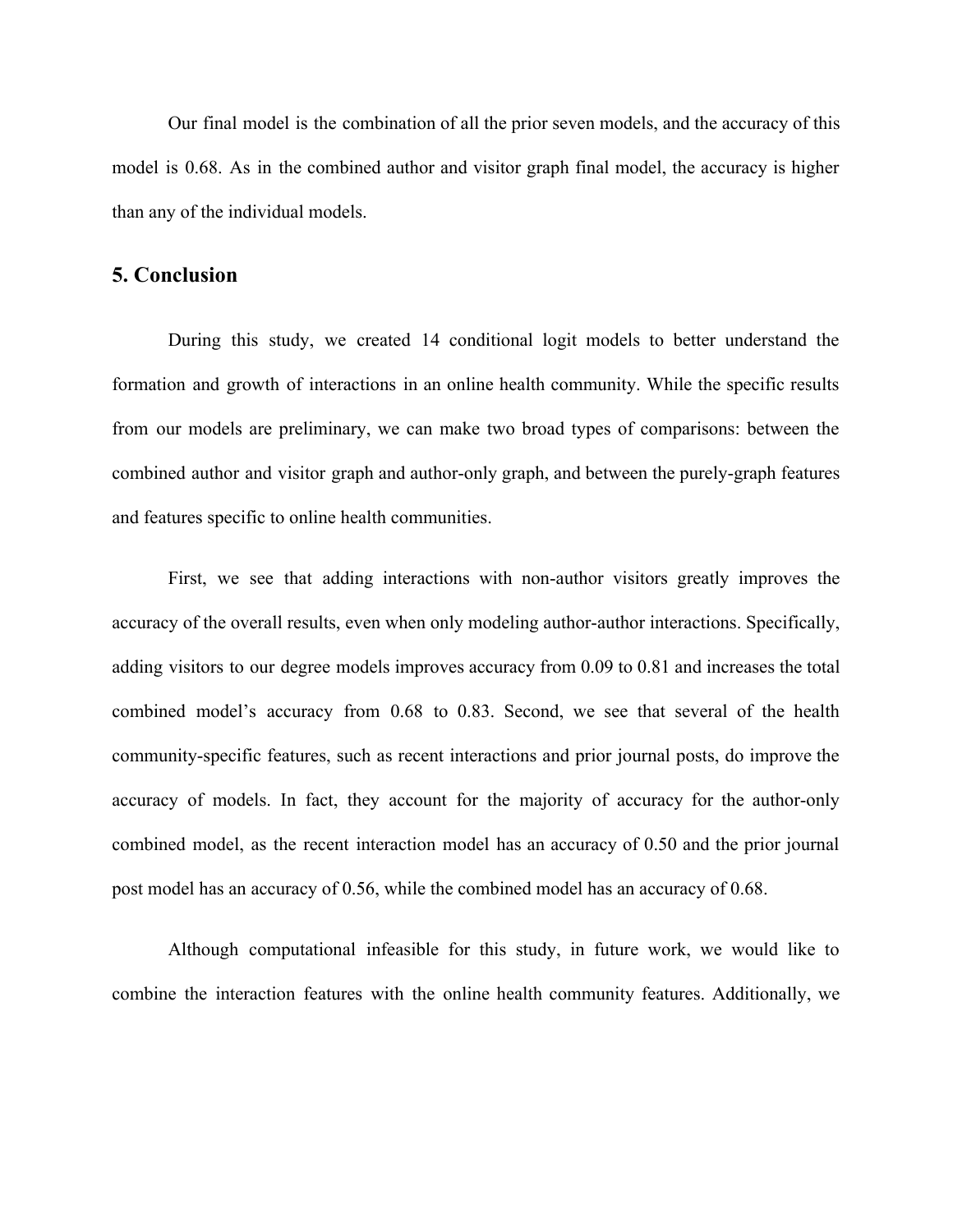Our final model is the combination of all the prior seven models, and the accuracy of this model is 0.68. As in the combined author and visitor graph final model, the accuracy is higher than any of the individual models.

## 5. Conclusion

During this study, we created 14 conditional logit models to better understand the formation and growth of interactions in an online health community. While the specific results from our models are preliminary, we can make two broad types of comparisons: between the combined author and visitor graph and author-only graph, and between the purely-graph features and features specific to online health communities.

First, we see that adding interactions with non-author visitors greatly improves the accuracy of the overall results, even when only modeling author-author interactions. Specifically, adding visitors to our degree models improves accuracy from 0.09 to 0.81 and increases the total combined model's accuracy from 0.68 to 0.83. Second, we see that several of the health community-specific features, such as recent interactions and prior journal posts, do improve the accuracy of models. In fact, they account for the majority of accuracy for the author-only combined model, as the recent interaction model has an accuracy of 0.50 and the prior journal post model has an accuracy of 0.56, while the combined model has an accuracy of 0.68.

Although computational infeasible for this study, in future work, we would like to combine the interaction features with the online health community features. Additionally, we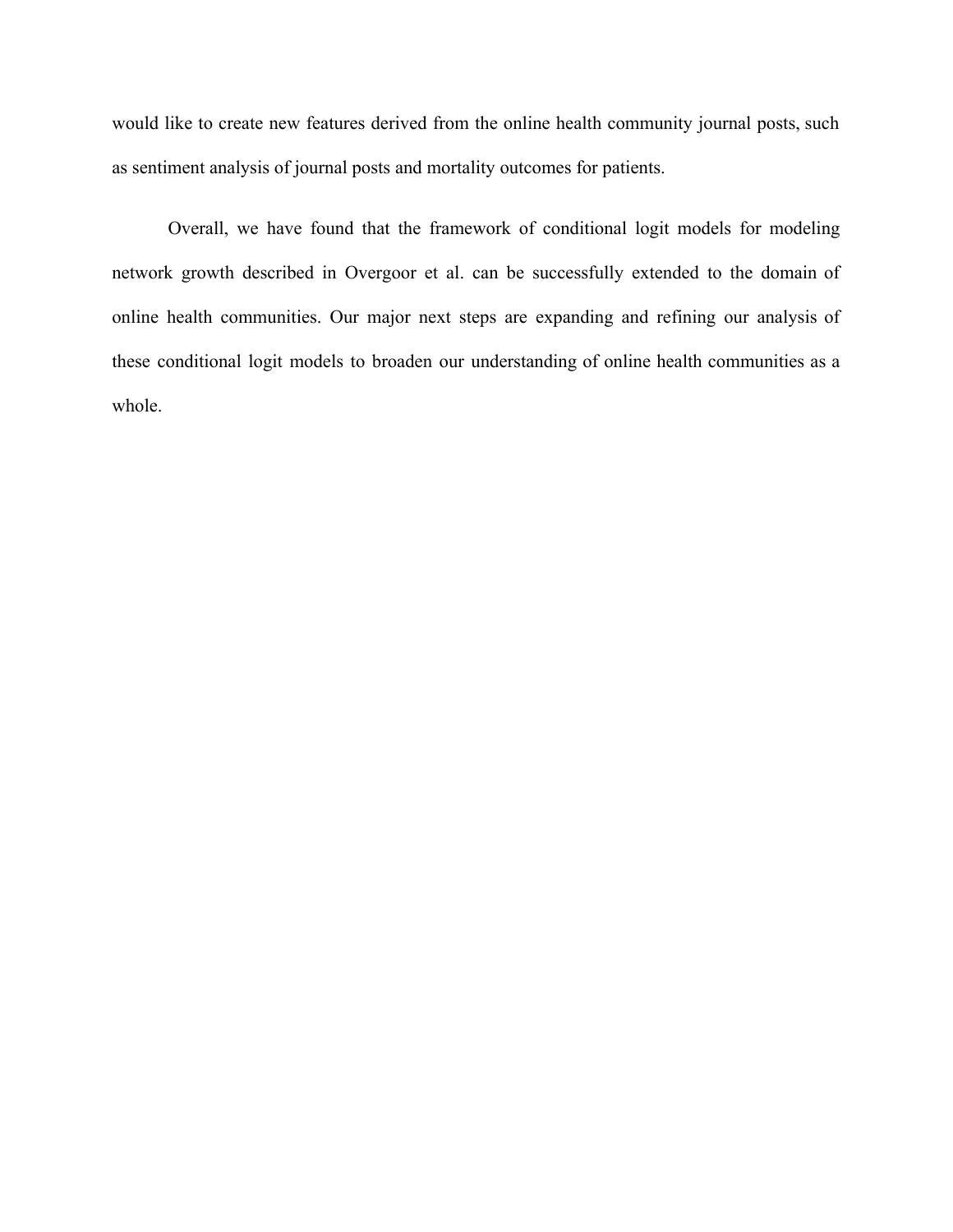would like to create new features derived from the online health community journal posts, such as sentiment analysis of journal posts and mortality outcomes for patients.

Overall, we have found that the framework of conditional logit models for modeling network growth described in Overgoor et al. can be successfully extended to the domain of online health communities. Our major next steps are expanding and refining our analysis of these conditional logit models to broaden our understanding of online health communities as a whole.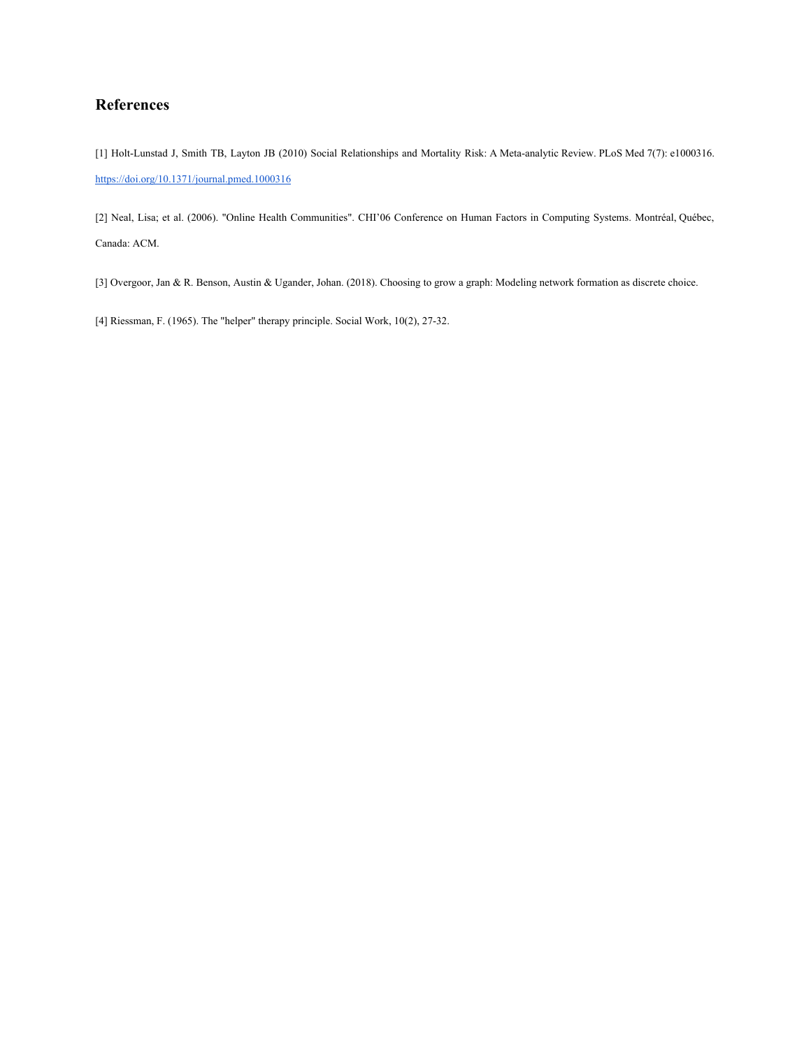## References

[1] Holt-Lunstad J, Smith TB, Layton JB (2010) Social Relationships and Mortality Risk: A Meta-analytic Review. PLoS Med 7(7): e1000316. https://doi.org/10.1371/journal.pmed.1000316

[2] Neal, Lisa; et al. (2006). "Online Health Communities". CHI'06 Conference on Human Factors in Computing Systems. Montréal, Québec, Canada: ACM.

[3] Overgoor, Jan & R. Benson, Austin & Ugander, Johan. (2018). Choosing to grow a graph: Modeling network formation as discrete choice.

[4] Riessman, F. (1965). The "helper" therapy principle. Social Work, 10(2), 27-32.